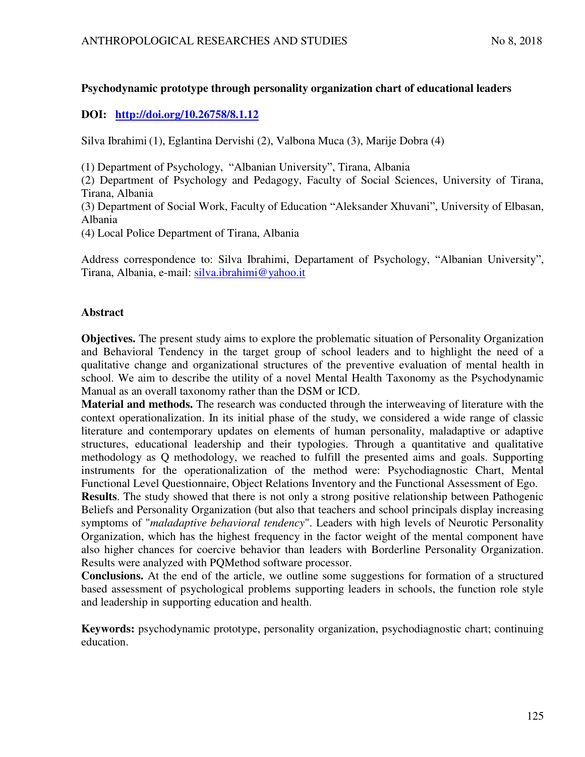**Psychodynamic prototype through personality organization chart of educational leaders**

**DOI: [http://doi.org/10.26758/8.1.12](http://doi.org/10.26758/8.1.12)**

Silva Ibrahimi (1), Eglantina Dervishi (2), Valbona Muca (3), Marije Dobra (4)

(1) Department of Psychology, "Albanian University", Tirana, Albania
(2) Department of Psychology and Pedagogy, Faculty of Social Sciences, University of Tirana, Tirana, Albania
(3) Department of Social Work, Faculty of Education "Aleksander Xhuvani", University of Elbasan, Albania
(4) Local Police Department of Tirana, Albania

Address correspondence to: Silva Ibrahimi, Departament of Psychology, "Albanian University", Tirana, Albania, e-mail: [silva.ibrahimi@yahoo.it](mailto:silva.ibrahimi@yahoo.it)

## Abstract

**Objectives.** The present study aims to explore the problematic situation of Personality Organization and Behavioral Tendency in the target group of school leaders and to highlight the need of a qualitative change and organizational structures of the preventive evaluation of mental health in school. We aim to describe the utility of a novel Mental Health Taxonomy as the Psychodynamic Manual as an overall taxonomy rather than the DSM or ICD.

**Material and methods.** The research was conducted through the interweaving of literature with the context operationalization. In its initial phase of the study, we considered a wide range of classic literature and contemporary updates on elements of human personality, maladaptive or adaptive structures, educational leadership and their typologies. Through a quantitative and qualitative methodology as Q methodology, we reached to fulfill the presented aims and goals. Supporting instruments for the operationalization of the method were: Psychodiagnostic Chart, Mental Functional Level Questionnaire, Object Relations Inventory and the Functional Assessment of Ego.

**Results**. The study showed that there is not only a strong positive relationship between Pathogenic Beliefs and Personality Organization (but also that teachers and school principals display increasing symptoms of "*maladaptive behavioral tendency*". Leaders with high levels of Neurotic Personality Organization, which has the highest frequency in the factor weight of the mental component have also higher chances for coercive behavior than leaders with Borderline Personality Organization. Results were analyzed with PQMethod software processor.

**Conclusions.** At the end of the article, we outline some suggestions for formation of a structured based assessment of psychological problems supporting leaders in schools, the function role style and leadership in supporting education and health.

**Keywords:** psychodynamic prototype, personality organization, psychodiagnostic chart; continuing education.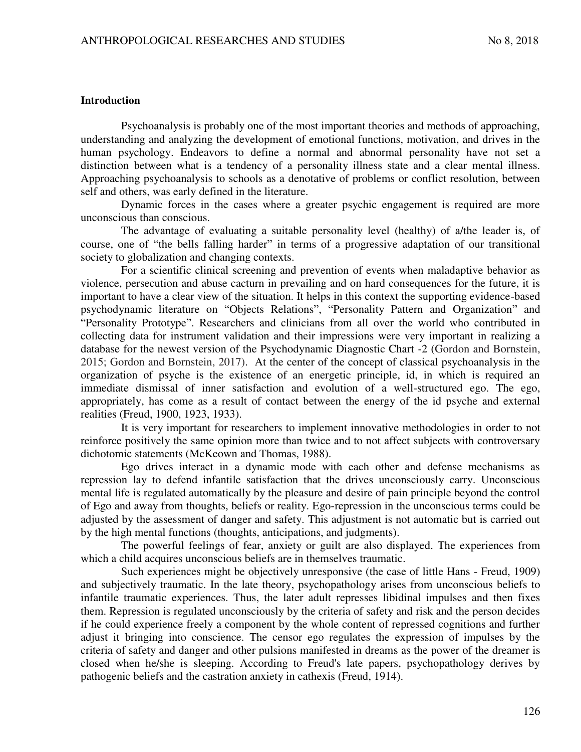**Introduction**

Psychoanalysis is probably one of the most important theories and methods of approaching, understanding and analyzing the development of emotional functions, motivation, and drives in the human psychology. Endeavors to define a normal and abnormal personality have not set a distinction between what is a tendency of a personality illness state and a clear mental illness. Approaching psychoanalysis to schools as a denotative of problems or conflict resolution, between self and others, was early defined in the literature.

Dynamic forces in the cases where a greater psychic engagement is required are more unconscious than conscious.

The advantage of evaluating a suitable personality level (healthy) of a/the leader is, of course, one of "the bells falling harder" in terms of a progressive adaptation of our transitional society to globalization and changing contexts.

For a scientific clinical screening and prevention of events when maladaptive behavior as violence, persecution and abuse cacturn in prevailing and on hard consequences for the future, it is important to have a clear view of the situation. It helps in this context the supporting evidence-based psychodynamic literature on "Objects Relations", "Personality Pattern and Organization" and "Personality Prototype". Researchers and clinicians from all over the world who contributed in collecting data for instrument validation and their impressions were very important in realizing a database for the newest version of the Psychodynamic Diagnostic Chart -2 (Gordon and Bornstein, 2015; Gordon and Bornstein, 2017). At the center of the concept of classical psychoanalysis in the organization of psyche is the existence of an energetic principle, id, in which is required an immediate dismissal of inner satisfaction and evolution of a well-structured ego. The ego, appropriately, has come as a result of contact between the energy of the id psyche and external realities (Freud, 1900, 1923, 1933).

It is very important for researchers to implement innovative methodologies in order to not reinforce positively the same opinion more than twice and to not affect subjects with controversary dichotomic statements (McKeown and Thomas, 1988).

Ego drives interact in a dynamic mode with each other and defense mechanisms as repression lay to defend infantile satisfaction that the drives unconsciously carry. Unconscious mental life is regulated automatically by the pleasure and desire of pain principle beyond the control of Ego and away from thoughts, beliefs or reality. Ego-repression in the unconscious terms could be adjusted by the assessment of danger and safety. This adjustment is not automatic but is carried out by the high mental functions (thoughts, anticipations, and judgments).

The powerful feelings of fear, anxiety or guilt are also displayed. The experiences from which a child acquires unconscious beliefs are in themselves traumatic.

Such experiences might be objectively unresponsive (the case of little Hans - Freud, 1909) and subjectively traumatic. In the late theory, psychopathology arises from unconscious beliefs to infantile traumatic experiences. Thus, the later adult represses libidinal impulses and then fixes them. Repression is regulated unconsciously by the criteria of safety and risk and the person decides if he could experience freely a component by the whole content of repressed cognitions and further adjust it bringing into conscience. The censor ego regulates the expression of impulses by the criteria of safety and danger and other pulsions manifested in dreams as the power of the dreamer is closed when he/she is sleeping. According to Freud's late papers, psychopathology derives by pathogenic beliefs and the castration anxiety in cathexis (Freud, 1914).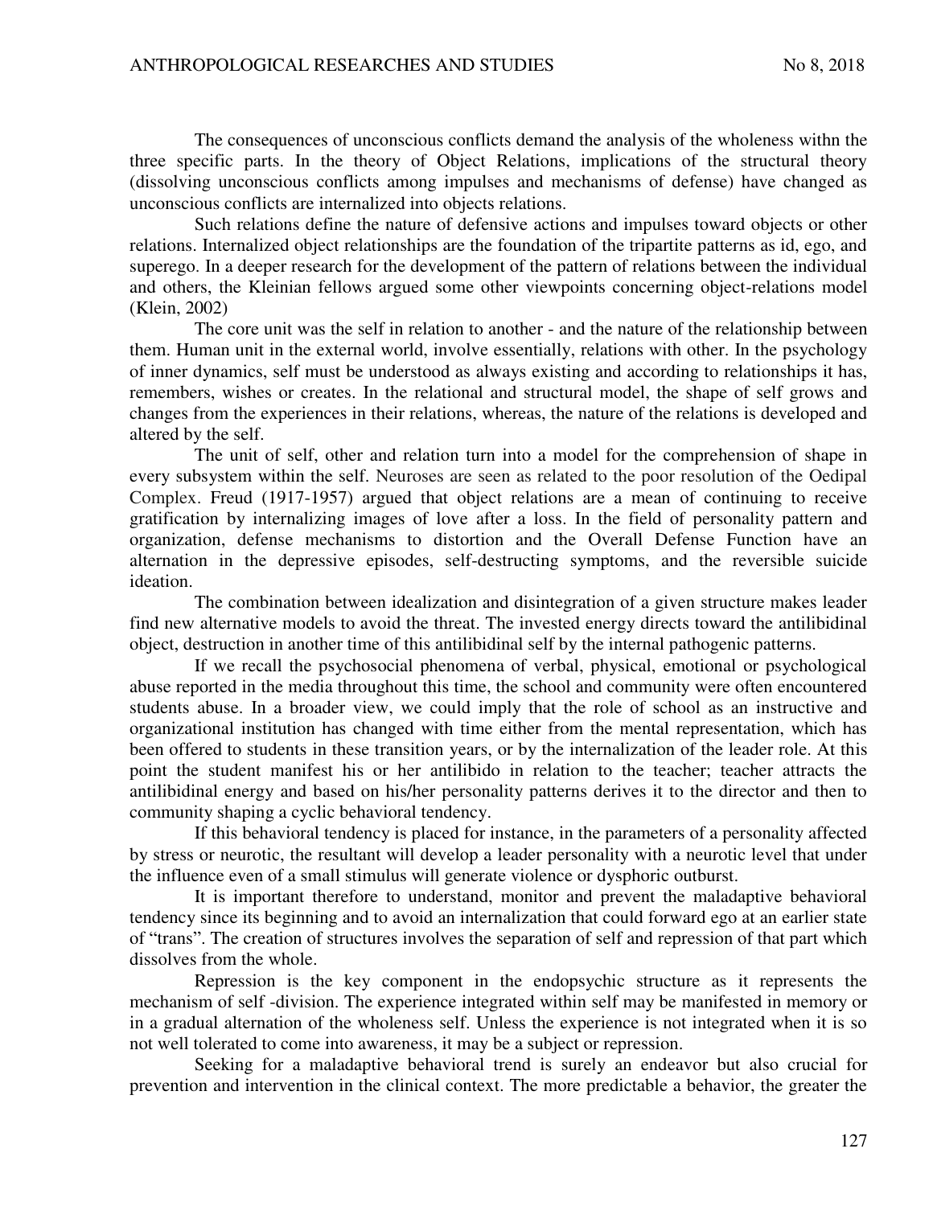The consequences of unconscious conflicts demand the analysis of the wholeness withn the three specific parts. In the theory of Object Relations, implications of the structural theory (dissolving unconscious conflicts among impulses and mechanisms of defense) have changed as unconscious conflicts are internalized into objects relations.

Such relations define the nature of defensive actions and impulses toward objects or other relations. Internalized object relationships are the foundation of the tripartite patterns as id, ego, and superego. In a deeper research for the development of the pattern of relations between the individual and others, the Kleinian fellows argued some other viewpoints concerning object-relations model (Klein, 2002)

The core unit was the self in relation to another - and the nature of the relationship between them. Human unit in the external world, involve essentially, relations with other. In the psychology of inner dynamics, self must be understood as always existing and according to relationships it has, remembers, wishes or creates. In the relational and structural model, the shape of self grows and changes from the experiences in their relations, whereas, the nature of the relations is developed and altered by the self.

The unit of self, other and relation turn into a model for the comprehension of shape in every subsystem within the self. Neuroses are seen as related to the poor resolution of the Oedipal Complex. Freud (1917-1957) argued that object relations are a mean of continuing to receive gratification by internalizing images of love after a loss. In the field of personality pattern and organization, defense mechanisms to distortion and the Overall Defense Function have an alternation in the depressive episodes, self-destructing symptoms, and the reversible suicide ideation.

The combination between idealization and disintegration of a given structure makes leader find new alternative models to avoid the threat. The invested energy directs toward the antilibidinal object, destruction in another time of this antilibidinal self by the internal pathogenic patterns.

If we recall the psychosocial phenomena of verbal, physical, emotional or psychological abuse reported in the media throughout this time, the school and community were often encountered students abuse. In a broader view, we could imply that the role of school as an instructive and organizational institution has changed with time either from the mental representation, which has been offered to students in these transition years, or by the internalization of the leader role. At this point the student manifest his or her antilibido in relation to the teacher; teacher attracts the antilibidinal energy and based on his/her personality patterns derives it to the director and then to community shaping a cyclic behavioral tendency.

If this behavioral tendency is placed for instance, in the parameters of a personality affected by stress or neurotic, the resultant will develop a leader personality with a neurotic level that under the influence even of a small stimulus will generate violence or dysphoric outburst.

It is important therefore to understand, monitor and prevent the maladaptive behavioral tendency since its beginning and to avoid an internalization that could forward ego at an earlier state of "trans". The creation of structures involves the separation of self and repression of that part which dissolves from the whole.

Repression is the key component in the endopsychic structure as it represents the mechanism of self -division. The experience integrated within self may be manifested in memory or in a gradual alternation of the wholeness self. Unless the experience is not integrated when it is so not well tolerated to come into awareness, it may be a subject or repression.

Seeking for a maladaptive behavioral trend is surely an endeavor but also crucial for prevention and intervention in the clinical context. The more predictable a behavior, the greater the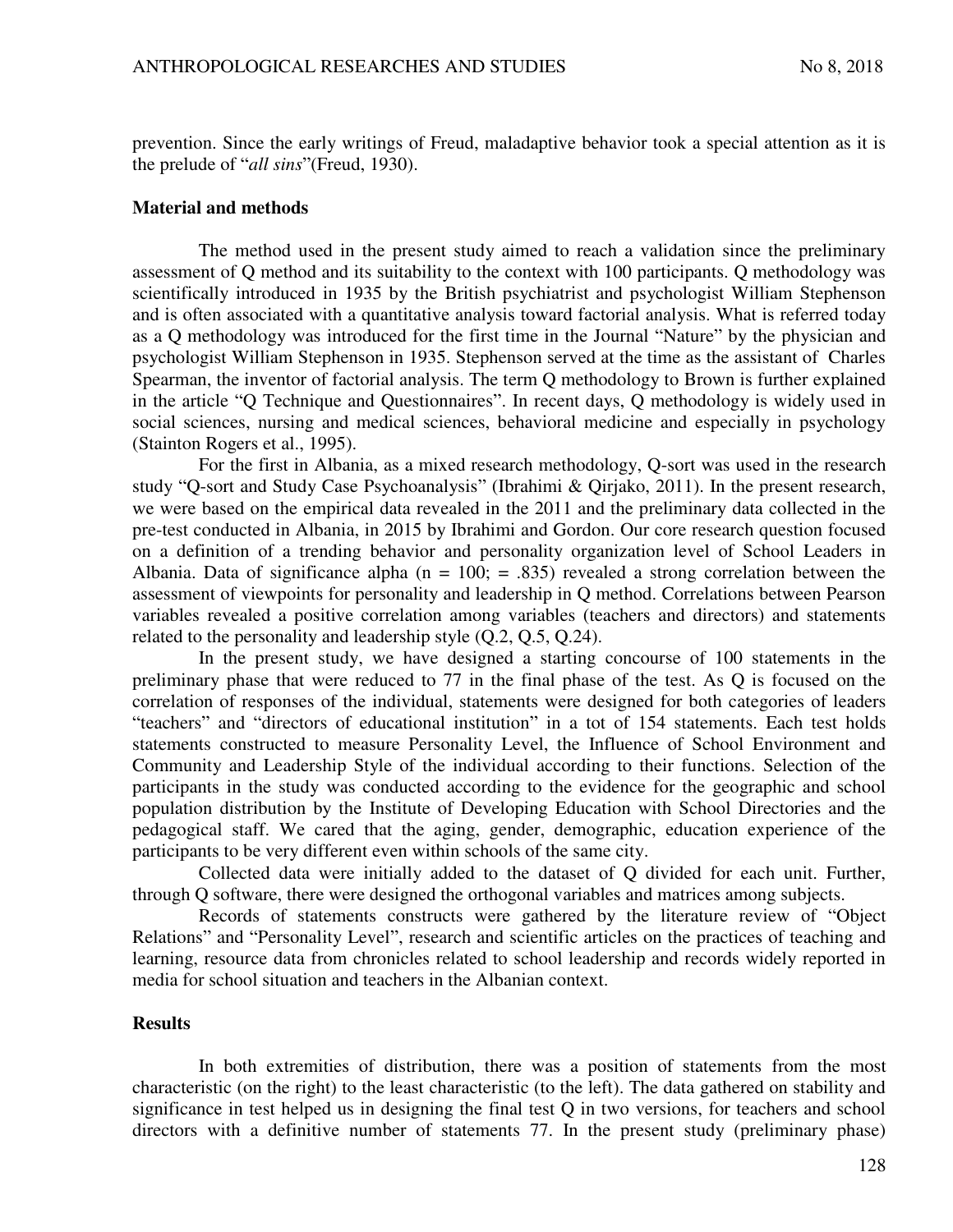prevention. Since the early writings of Freud, maladaptive behavior took a special attention as it is the prelude of "*all sins*"(Freud, 1930).

## Material and methods

The method used in the present study aimed to reach a validation since the preliminary assessment of Q method and its suitability to the context with 100 participants. Q methodology was scientifically introduced in 1935 by the British psychiatrist and psychologist William Stephenson and is often associated with a quantitative analysis toward factorial analysis. What is referred today as a Q methodology was introduced for the first time in the Journal "Nature" by the physician and psychologist William Stephenson in 1935. Stephenson served at the time as the assistant of Charles Spearman, the inventor of factorial analysis. The term Q methodology to Brown is further explained in the article "Q Technique and Questionnaires". In recent days, Q methodology is widely used in social sciences, nursing and medical sciences, behavioral medicine and especially in psychology (Stainton Rogers et al., 1995).

For the first in Albania, as a mixed research methodology, Q-sort was used in the research study "Q-sort and Study Case Psychoanalysis" (Ibrahimi & Qirjako, 2011). In the present research, we were based on the empirical data revealed in the 2011 and the preliminary data collected in the pre-test conducted in Albania, in 2015 by Ibrahimi and Gordon. Our core research question focused on a definition of a trending behavior and personality organization level of School Leaders in Albania. Data of significance alpha ($n = 100$; $= .835$) revealed a strong correlation between the assessment of viewpoints for personality and leadership in Q method. Correlations between Pearson variables revealed a positive correlation among variables (teachers and directors) and statements related to the personality and leadership style (Q.2, Q.5, Q.24).

In the present study, we have designed a starting concourse of 100 statements in the preliminary phase that were reduced to 77 in the final phase of the test. As Q is focused on the correlation of responses of the individual, statements were designed for both categories of leaders "teachers" and "directors of educational institution" in a tot of 154 statements. Each test holds statements constructed to measure Personality Level, the Influence of School Environment and Community and Leadership Style of the individual according to their functions. Selection of the participants in the study was conducted according to the evidence for the geographic and school population distribution by the Institute of Developing Education with School Directories and the pedagogical staff. We cared that the aging, gender, demographic, education experience of the participants to be very different even within schools of the same city.

Collected data were initially added to the dataset of Q divided for each unit. Further, through Q software, there were designed the orthogonal variables and matrices among subjects.

Records of statements constructs were gathered by the literature review of "Object Relations" and "Personality Level", research and scientific articles on the practices of teaching and learning, resource data from chronicles related to school leadership and records widely reported in media for school situation and teachers in the Albanian context.

## Results

In both extremities of distribution, there was a position of statements from the most characteristic (on the right) to the least characteristic (to the left). The data gathered on stability and significance in test helped us in designing the final test Q in two versions, for teachers and school directors with a definitive number of statements 77. In the present study (preliminary phase)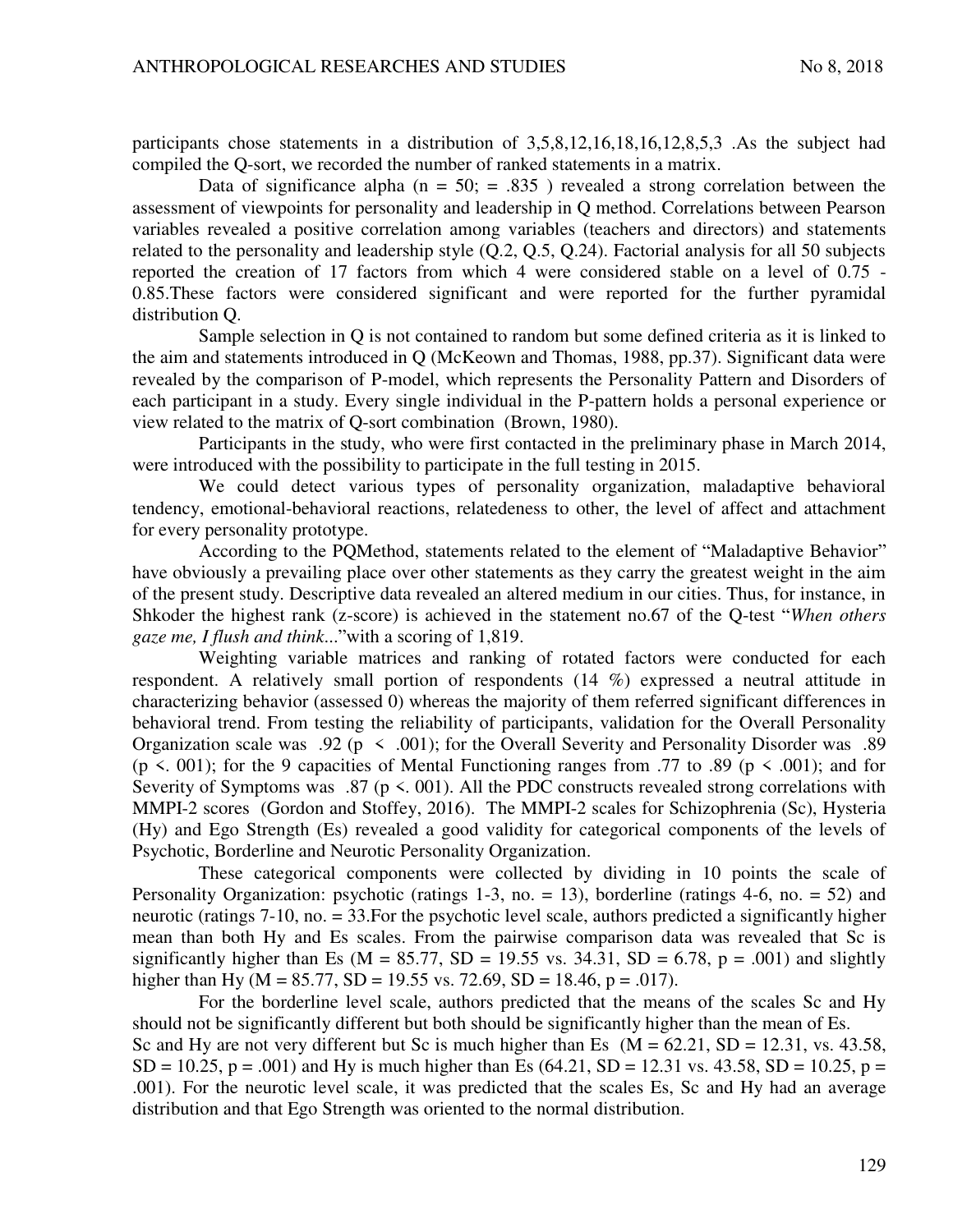participants chose statements in a distribution of 3,5,8,12,16,18,16,12,8,5,3 .As the subject had compiled the Q-sort, we recorded the number of ranked statements in a matrix.

Data of significance alpha (n = 50; = .835 ) revealed a strong correlation between the assessment of viewpoints for personality and leadership in Q method. Correlations between Pearson variables revealed a positive correlation among variables (teachers and directors) and statements related to the personality and leadership style (Q.2, Q.5, Q.24). Factorial analysis for all 50 subjects reported the creation of 17 factors from which 4 were considered stable on a level of 0.75 - 0.85.These factors were considered significant and were reported for the further pyramidal distribution Q.

Sample selection in Q is not contained to random but some defined criteria as it is linked to the aim and statements introduced in Q (McKeown and Thomas, 1988, pp.37). Significant data were revealed by the comparison of P-model, which represents the Personality Pattern and Disorders of each participant in a study. Every single individual in the P-pattern holds a personal experience or view related to the matrix of Q-sort combination (Brown, 1980).

Participants in the study, who were first contacted in the preliminary phase in March 2014, were introduced with the possibility to participate in the full testing in 2015.

We could detect various types of personality organization, maladaptive behavioral tendency, emotional-behavioral reactions, relatedeness to other, the level of affect and attachment for every personality prototype.

According to the PQMethod, statements related to the element of "Maladaptive Behavior" have obviously a prevailing place over other statements as they carry the greatest weight in the aim of the present study. Descriptive data revealed an altered medium in our cities. Thus, for instance, in Shkoder the highest rank (z-score) is achieved in the statement no.67 of the Q-test "*When others gaze me, I flush and think*..."with a scoring of 1,819.

Weighting variable matrices and ranking of rotated factors were conducted for each respondent. A relatively small portion of respondents (14 %) expressed a neutral attitude in characterizing behavior (assessed 0) whereas the majority of them referred significant differences in behavioral trend. From testing the reliability of participants, validation for the Overall Personality Organization scale was .92 ($p < .001$); for the Overall Severity and Personality Disorder was .89 ($p < .001$); for the 9 capacities of Mental Functioning ranges from .77 to .89 ($p < .001$); and for Severity of Symptoms was .87 ($p < .001$). All the PDC constructs revealed strong correlations with MMPI-2 scores (Gordon and Stoffey, 2016). The MMPI-2 scales for Schizophrenia (Sc), Hysteria (Hy) and Ego Strength (Es) revealed a good validity for categorical components of the levels of Psychotic, Borderline and Neurotic Personality Organization.

These categorical components were collected by dividing in 10 points the scale of Personality Organization: psychotic (ratings 1-3, no. = 13), borderline (ratings 4-6, no. = 52) and neurotic (ratings 7-10, no. = 33.For the psychotic level scale, authors predicted a significantly higher mean than both Hy and Es scales. From the pairwise comparison data was revealed that Sc is significantly higher than Es (M = 85.77, SD = 19.55 vs. 34.31, SD = 6.78, p = .001) and slightly higher than Hy (M = 85.77, SD = 19.55 vs. 72.69, SD = 18.46, p = .017).

For the borderline level scale, authors predicted that the means of the scales Sc and Hy should not be significantly different but both should be significantly higher than the mean of Es. Sc and Hy are not very different but Sc is much higher than Es (M = 62.21, SD = 12.31, vs. 43.58, SD = 10.25, p = .001) and Hy is much higher than Es (64.21, SD = 12.31 vs. 43.58, SD = 10.25, p = .001). For the neurotic level scale, it was predicted that the scales Es, Sc and Hy had an average distribution and that Ego Strength was oriented to the normal distribution.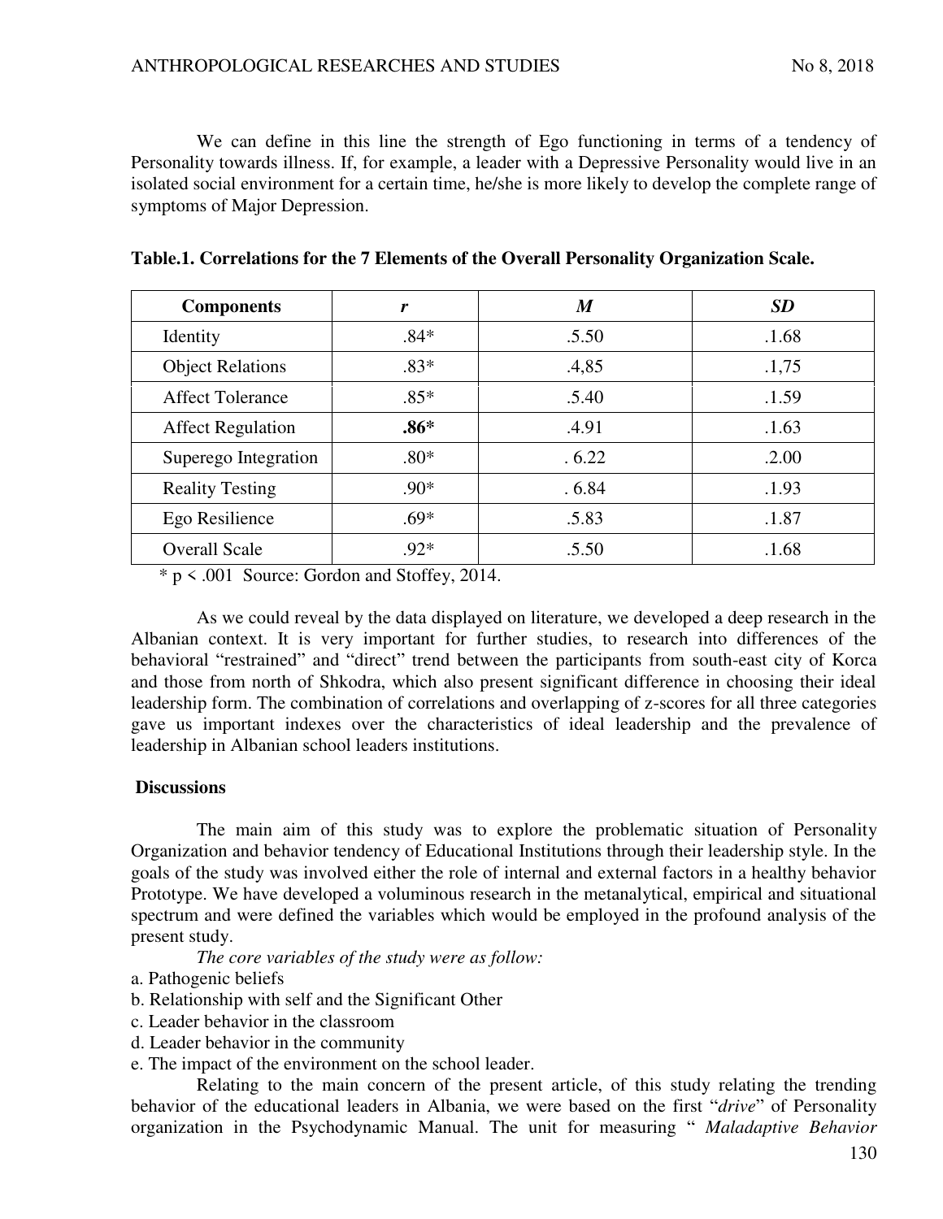We can define in this line the strength of Ego functioning in terms of a tendency of Personality towards illness. If, for example, a leader with a Depressive Personality would live in an isolated social environment for a certain time, he/she is more likely to develop the complete range of symptoms of Major Depression.

**Table.1. Correlations for the 7 Elements of the Overall Personality Organization Scale.**

| Components | *r* | *M* | *SD* |
|---|---|---|---|
| Identity | .84* | .5.50 | .1.68 |
| Object Relations | .83* | .4,85 | .1,75 |
| Affect Tolerance | .85* | .5.40 | .1.59 |
| Affect Regulation | **.86*** | .4.91 | .1.63 |
| Superego Integration | .80* | . 6.22 | .2.00 |
| Reality Testing | .90* | . 6.84 | .1.93 |
| Ego Resilience | .69* | .5.83 | .1.87 |
| Overall Scale | .92* | .5.50 | .1.68 |

\* $p < .001$ Source: Gordon and Stoffey, 2014.

As we could reveal by the data displayed on literature, we developed a deep research in the Albanian context. It is very important for further studies, to research into differences of the behavioral "restrained" and "direct" trend between the participants from south-east city of Korca and those from north of Shkodra, which also present significant difference in choosing their ideal leadership form. The combination of correlations and overlapping of z-scores for all three categories gave us important indexes over the characteristics of ideal leadership and the prevalence of leadership in Albanian school leaders institutions.

## Discussions

The main aim of this study was to explore the problematic situation of Personality Organization and behavior tendency of Educational Institutions through their leadership style. In the goals of the study was involved either the role of internal and external factors in a healthy behavior Prototype. We have developed a voluminous research in the metanalytical, empirical and situational spectrum and were defined the variables which would be employed in the profound analysis of the present study.

*The core variables of the study were as follow:*

a. Pathogenic beliefs
b. Relationship with self and the Significant Other
c. Leader behavior in the classroom
d. Leader behavior in the community
e. The impact of the environment on the school leader.

Relating to the main concern of the present article, of this study relating the trending behavior of the educational leaders in Albania, we were based on the first "*drive*" of Personality organization in the Psychodynamic Manual. The unit for measuring " *Maladaptive Behavior*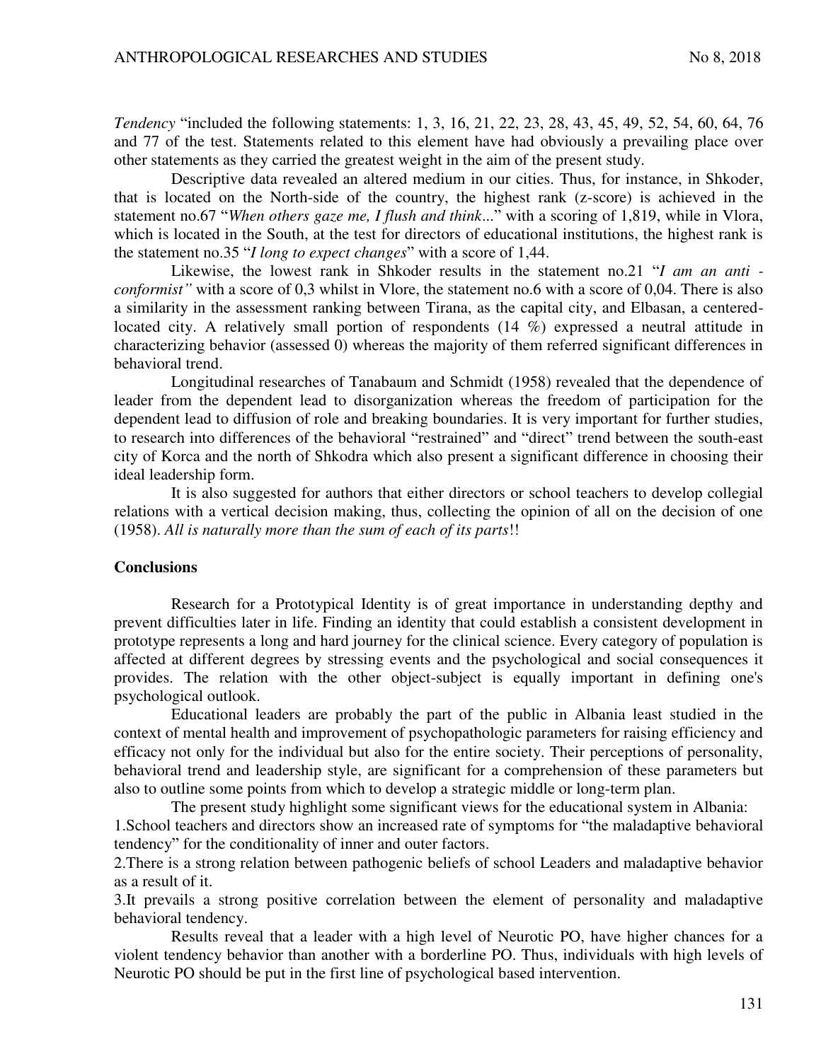*Tendency* "included the following statements: 1, 3, 16, 21, 22, 23, 28, 43, 45, 49, 52, 54, 60, 64, 76 and 77 of the test. Statements related to this element have had obviously a prevailing place over other statements as they carried the greatest weight in the aim of the present study.

Descriptive data revealed an altered medium in our cities. Thus, for instance, in Shkoder, that is located on the North-side of the country, the highest rank (z-score) is achieved in the statement no.67 "*When others gaze me, I flush and think...*" with a scoring of 1,819, while in Vlora, which is located in the South, at the test for directors of educational institutions, the highest rank is the statement no.35 "*I long to expect changes*" with a score of 1,44.

Likewise, the lowest rank in Shkoder results in the statement no.21 "*I am an anti - conformist"* with a score of 0,3 whilst in Vlore, the statement no.6 with a score of 0,04. There is also a similarity in the assessment ranking between Tirana, as the capital city, and Elbasan, a centered-located city. A relatively small portion of respondents (14 %) expressed a neutral attitude in characterizing behavior (assessed 0) whereas the majority of them referred significant differences in behavioral trend.

Longitudinal researches of Tanabaum and Schmidt (1958) revealed that the dependence of leader from the dependent lead to disorganization whereas the freedom of participation for the dependent lead to diffusion of role and breaking boundaries. It is very important for further studies, to research into differences of the behavioral "restrained" and "direct" trend between the south-east city of Korca and the north of Shkodra which also present a significant difference in choosing their ideal leadership form.

It is also suggested for authors that either directors or school teachers to develop collegial relations with a vertical decision making, thus, collecting the opinion of all on the decision of one (1958). *All is naturally more than the sum of each of its parts*!!

**Conclusions**

Research for a Prototypical Identity is of great importance in understanding depthy and prevent difficulties later in life. Finding an identity that could establish a consistent development in prototype represents a long and hard journey for the clinical science. Every category of population is affected at different degrees by stressing events and the psychological and social consequences it provides. The relation with the other object-subject is equally important in defining one's psychological outlook.

Educational leaders are probably the part of the public in Albania least studied in the context of mental health and improvement of psychopathologic parameters for raising efficiency and efficacy not only for the individual but also for the entire society. Their perceptions of personality, behavioral trend and leadership style, are significant for a comprehension of these parameters but also to outline some points from which to develop a strategic middle or long-term plan.

The present study highlight some significant views for the educational system in Albania:

1. School teachers and directors show an increased rate of symptoms for "the maladaptive behavioral tendency" for the conditionality of inner and outer factors.
2. There is a strong relation between pathogenic beliefs of school Leaders and maladaptive behavior as a result of it.
3. It prevails a strong positive correlation between the element of personality and maladaptive behavioral tendency.

Results reveal that a leader with a high level of Neurotic PO, have higher chances for a violent tendency behavior than another with a borderline PO. Thus, individuals with high levels of Neurotic PO should be put in the first line of psychological based intervention.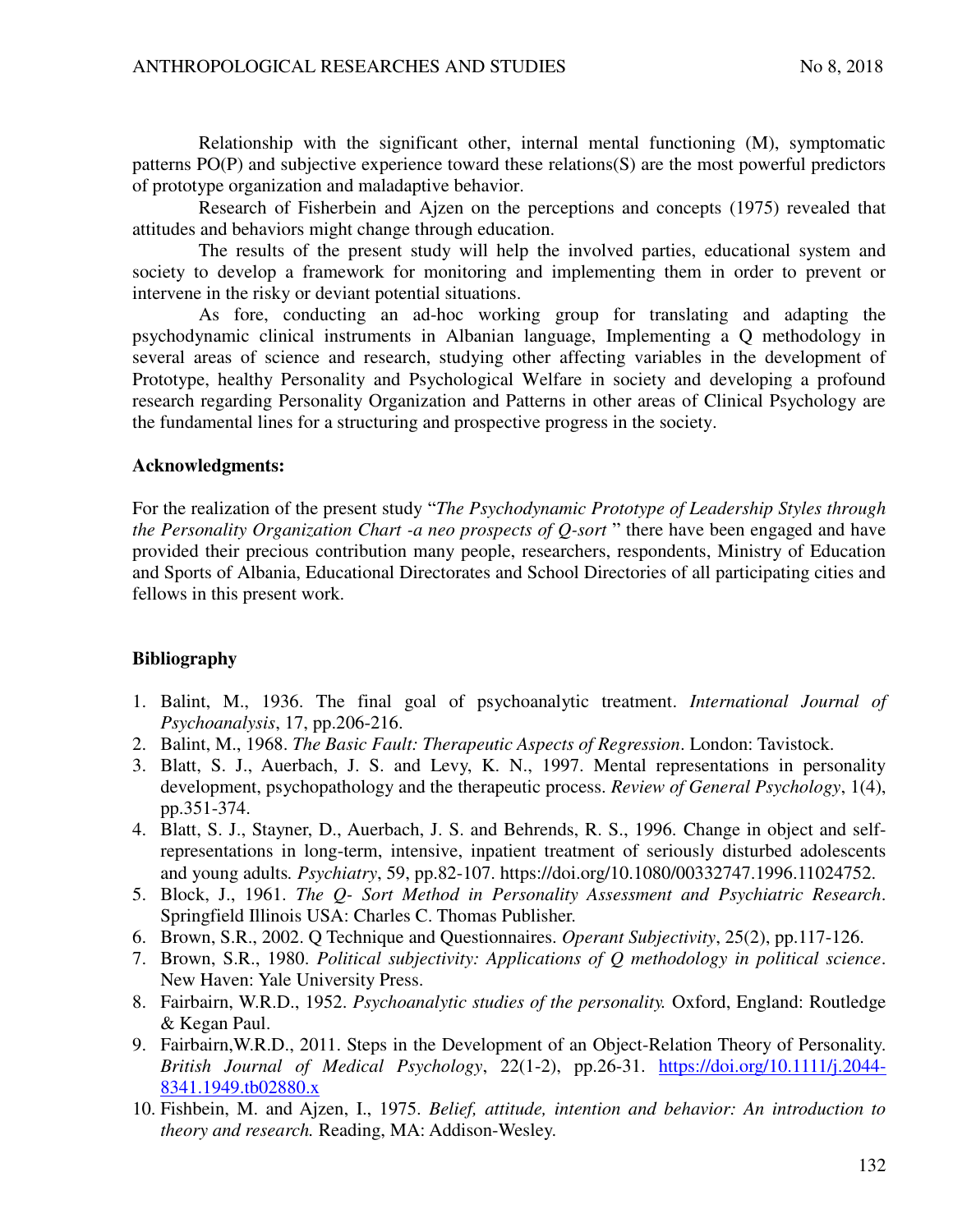Relationship with the significant other, internal mental functioning (M), symptomatic patterns PO(P) and subjective experience toward these relations(S) are the most powerful predictors of prototype organization and maladaptive behavior.

Research of Fisherbein and Ajzen on the perceptions and concepts (1975) revealed that attitudes and behaviors might change through education.

The results of the present study will help the involved parties, educational system and society to develop a framework for monitoring and implementing them in order to prevent or intervene in the risky or deviant potential situations.

As fore, conducting an ad-hoc working group for translating and adapting the psychodynamic clinical instruments in Albanian language, Implementing a Q methodology in several areas of science and research, studying other affecting variables in the development of Prototype, healthy Personality and Psychological Welfare in society and developing a profound research regarding Personality Organization and Patterns in other areas of Clinical Psychology are the fundamental lines for a structuring and prospective progress in the society.

**Acknowledgments:**

For the realization of the present study "*The Psychodynamic Prototype of Leadership Styles through the Personality Organization Chart -a neo prospects of Q-sort* " there have been engaged and have provided their precious contribution many people, researchers, respondents, Ministry of Education and Sports of Albania, Educational Directorates and School Directories of all participating cities and fellows in this present work.

**Bibliography**

1. Balint, M., 1936. The final goal of psychoanalytic treatment. *International Journal of Psychoanalysis*, 17, pp.206-216.
2. Balint, M., 1968. *The Basic Fault: Therapeutic Aspects of Regression*. London: Tavistock.
3. Blatt, S. J., Auerbach, J. S. and Levy, K. N., 1997. Mental representations in personality development, psychopathology and the therapeutic process. *Review of General Psychology*, 1(4), pp.351-374.
4. Blatt, S. J., Stayner, D., Auerbach, J. S. and Behrends, R. S., 1996. Change in object and self-representations in long-term, intensive, inpatient treatment of seriously disturbed adolescents and young adults. *Psychiatry*, 59, pp.82-107. https://doi.org/10.1080/00332747.1996.11024752.
5. Block, J., 1961. *The Q- Sort Method in Personality Assessment and Psychiatric Research*. Springfield Illinois USA: Charles C. Thomas Publisher.
6. Brown, S.R., 2002. Q Technique and Questionnaires. *Operant Subjectivity*, 25(2), pp.117-126.
7. Brown, S.R., 1980. *Political subjectivity: Applications of Q methodology in political science*. New Haven: Yale University Press.
8. Fairbairn, W.R.D., 1952. *Psychoanalytic studies of the personality.* Oxford, England: Routledge & Kegan Paul.
9. Fairbairn,W.R.D., 2011. Steps in the Development of an Object-Relation Theory of Personality. *British Journal of Medical Psychology*, 22(1-2), pp.26-31. https://doi.org/10.1111/j.2044-8341.1949.tb02880.x
10. Fishbein, M. and Ajzen, I., 1975. *Belief, attitude, intention and behavior: An introduction to theory and research.* Reading, MA: Addison-Wesley.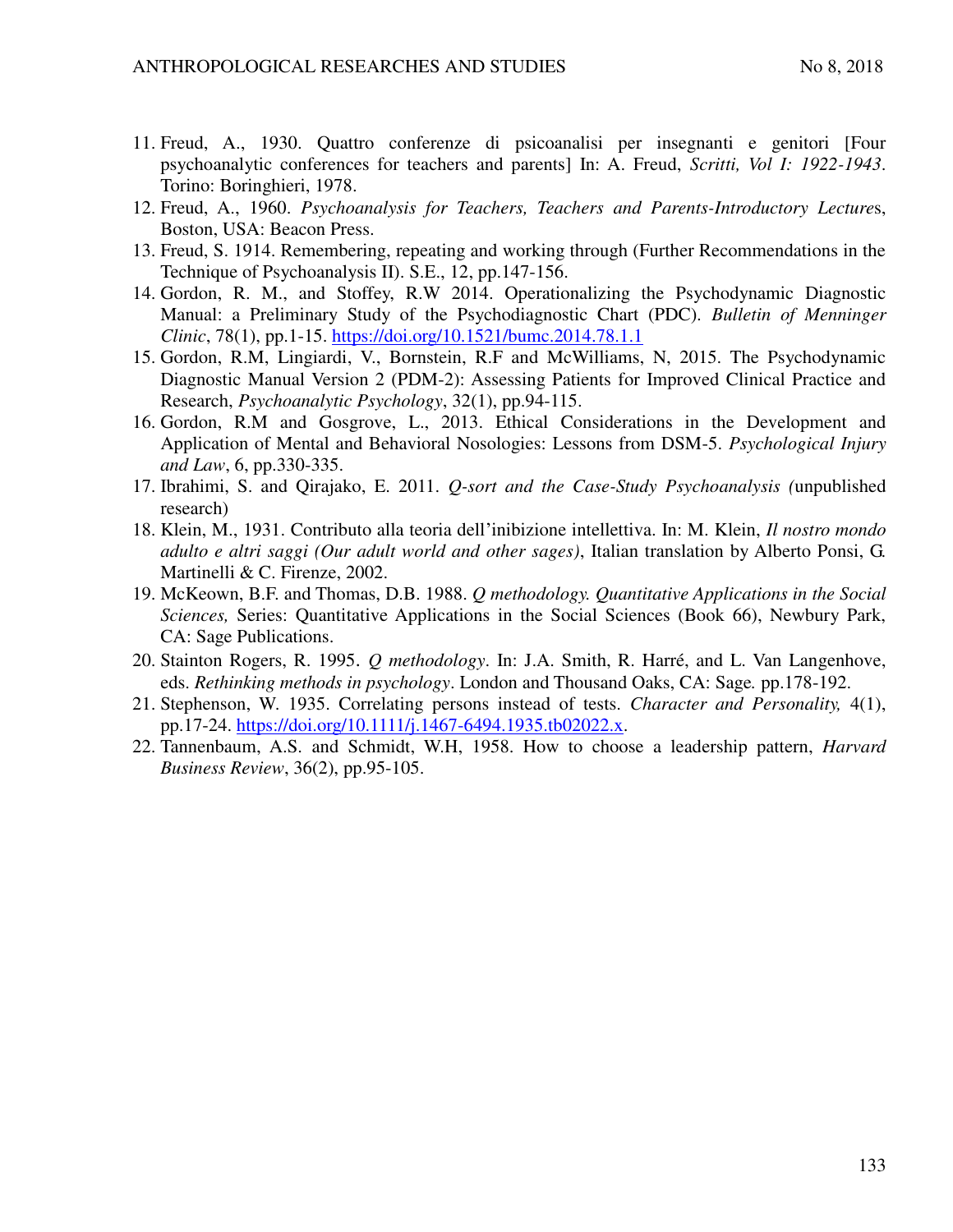11. Freud, A., 1930. Quattro conferenze di psicoanalisi per insegnanti e genitori [Four psychoanalytic conferences for teachers and parents] In: A. Freud, *Scritti, Vol I: 1922-1943*. Torino: Boringhieri, 1978.
12. Freud, A., 1960. *Psychoanalysis for Teachers, Teachers and Parents-Introductory Lecture*s, Boston, USA: Beacon Press.
13. Freud, S. 1914. Remembering, repeating and working through (Further Recommendations in the Technique of Psychoanalysis II). S.E., 12, pp.147-156.
14. Gordon, R. M., and Stoffey, R.W 2014. Operationalizing the Psychodynamic Diagnostic Manual: a Preliminary Study of the Psychodiagnostic Chart (PDC). *Bulletin of Menninger Clinic*, 78(1), pp.1-15. https://doi.org/10.1521/bumc.2014.78.1.1
15. Gordon, R.M, Lingiardi, V., Bornstein, R.F and McWilliams, N, 2015. The Psychodynamic Diagnostic Manual Version 2 (PDM-2): Assessing Patients for Improved Clinical Practice and Research, *Psychoanalytic Psychology*, 32(1), pp.94-115.
16. Gordon, R.M and Gosgrove, L., 2013. Ethical Considerations in the Development and Application of Mental and Behavioral Nosologies: Lessons from DSM-5. *Psychological Injury and Law*, 6, pp.330-335.
17. Ibrahimi, S. and Qirajako, E. 2011. *Q-sort and the Case-Study Psychoanalysis (*unpublished research)
18. Klein, M., 1931. Contributo alla teoria dell'inibizione intellettiva. In: M. Klein, *Il nostro mondo adulto e altri saggi (Our adult world and other sages)*, Italian translation by Alberto Ponsi, G. Martinelli & C. Firenze, 2002.
19. McKeown, B.F. and Thomas, D.B. 1988. *Q methodology. Quantitative Applications in the Social Sciences,* Series: Quantitative Applications in the Social Sciences (Book 66), Newbury Park, CA: Sage Publications.
20. Stainton Rogers, R. 1995. *Q methodology*. In: J.A. Smith, R. Harré, and L. Van Langenhove, eds. *Rethinking methods in psychology*. London and Thousand Oaks, CA: Sage. pp.178-192.
21. Stephenson, W. 1935. Correlating persons instead of tests. *Character and Personality,* 4(1), pp.17-24. https://doi.org/10.1111/j.1467-6494.1935.tb02022.x.
22. Tannenbaum, A.S. and Schmidt, W.H, 1958. How to choose a leadership pattern, *Harvard Business Review*, 36(2), pp.95-105.